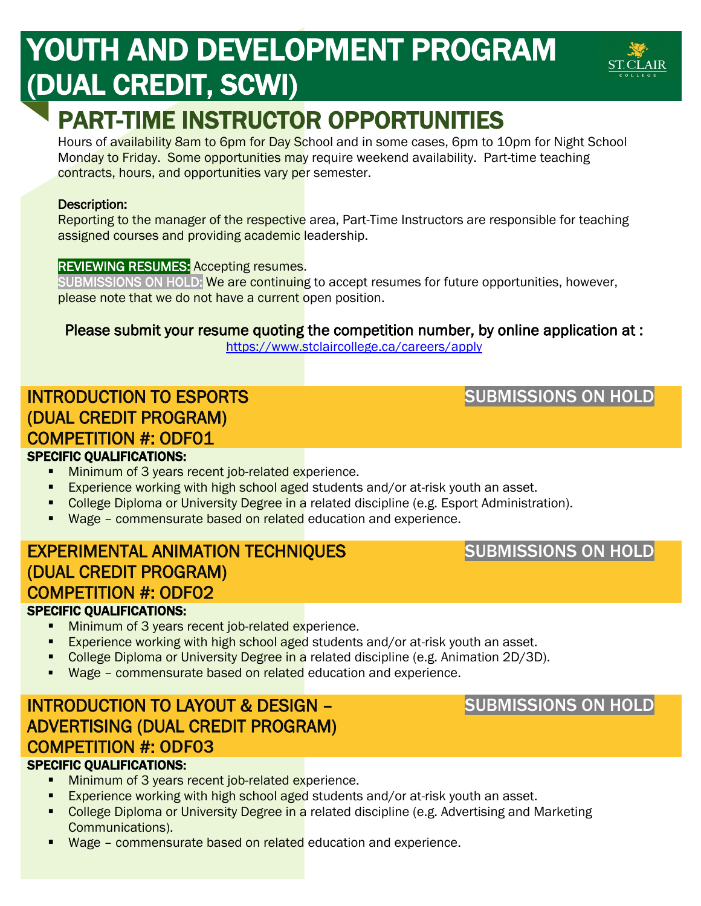# YOUTH AND DEVELOPMENT PROGRAM (DUAL CREDIT, SCWI)

## PART-TIME INSTRUCTOR OPPORTUNITIES

Hours of availability 8am to 6pm for Day School and in some cases, 6pm to 10pm for Night School Monday to Friday. Some opportunities may require weekend availability. Part-time teaching contracts, hours, and opportunities vary per semester.

Description:
Reporting to the manager of the respective area, Part-Time Instructors are responsible for teaching assigned courses and providing academic leadership.

REVIEWING RESUMES: Accepting resumes.
SUBMISSIONS ON HOLD: We are continuing to accept resumes for future opportunities, however, please note that we do not have a current open position.

Please submit your resume quoting the competition number, by online application at :
https://www.stclaircollege.ca/careers/apply

### INTRODUCTION TO ESPORTS (DUAL CREDIT PROGRAM) COMPETITION #: ODF01 — SUBMISSIONS ON HOLD

**SPECIFIC QUALIFICATIONS:**

- Minimum of 3 years recent job-related experience.
- Experience working with high school aged students and/or at-risk youth an asset.
- College Diploma or University Degree in a related discipline (e.g. Esport Administration).
- Wage – commensurate based on related education and experience.

### EXPERIMENTAL ANIMATION TECHNIQUES (DUAL CREDIT PROGRAM) COMPETITION #: ODF02 — SUBMISSIONS ON HOLD

**SPECIFIC QUALIFICATIONS:**

- Minimum of 3 years recent job-related experience.
- Experience working with high school aged students and/or at-risk youth an asset.
- College Diploma or University Degree in a related discipline (e.g. Animation 2D/3D).
- Wage – commensurate based on related education and experience.

### INTRODUCTION TO LAYOUT & DESIGN – ADVERTISING (DUAL CREDIT PROGRAM) COMPETITION #: ODF03 — SUBMISSIONS ON HOLD

**SPECIFIC QUALIFICATIONS:**

- Minimum of 3 years recent job-related experience.
- Experience working with high school aged students and/or at-risk youth an asset.
- College Diploma or University Degree in a related discipline (e.g. Advertising and Marketing Communications).
- Wage – commensurate based on related education and experience.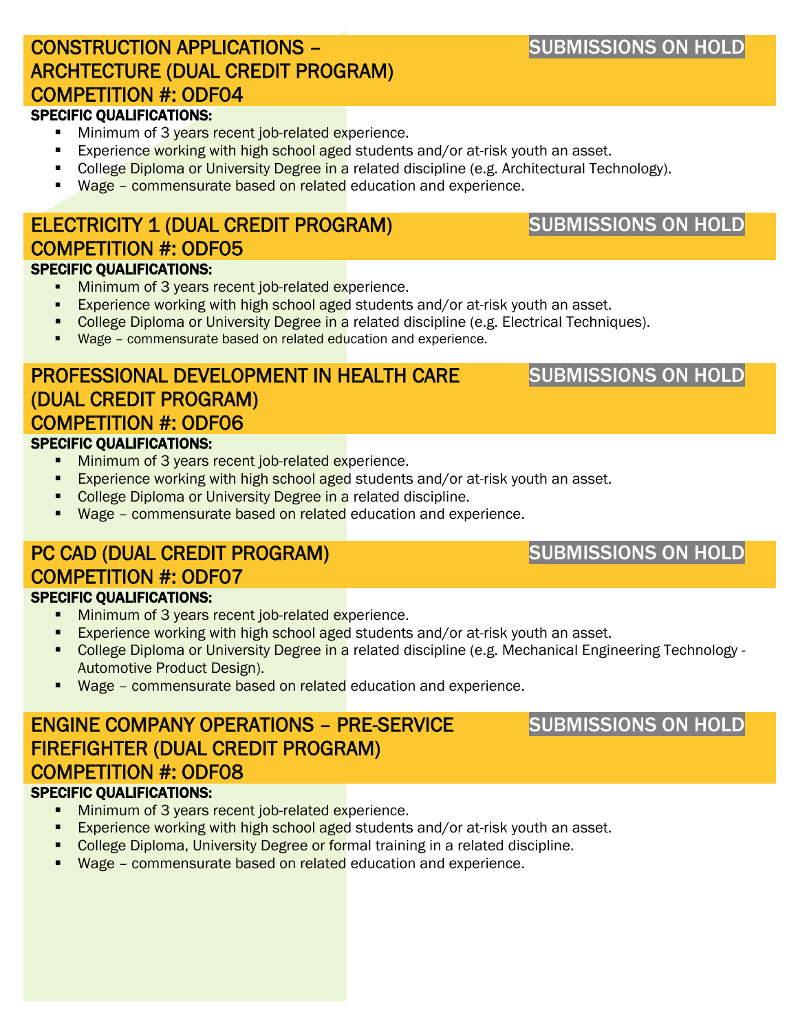## CONSTRUCTION APPLICATIONS – ARCHITECTURE (DUAL CREDIT PROGRAM) COMPETITION #: ODF04

**SUBMISSIONS ON HOLD**

**SPECIFIC QUALIFICATIONS:**

- Minimum of 3 years recent job-related experience.
- Experience working with high school aged students and/or at-risk youth an asset.
- College Diploma or University Degree in a related discipline (e.g. Architectural Technology).
- Wage – commensurate based on related education and experience.

## ELECTRICITY 1 (DUAL CREDIT PROGRAM) COMPETITION #: ODF05

**SUBMISSIONS ON HOLD**

**SPECIFIC QUALIFICATIONS:**

- Minimum of 3 years recent job-related experience.
- Experience working with high school aged students and/or at-risk youth an asset.
- College Diploma or University Degree in a related discipline (e.g. Electrical Techniques).
- Wage – commensurate based on related education and experience.

## PROFESSIONAL DEVELOPMENT IN HEALTH CARE (DUAL CREDIT PROGRAM) COMPETITION #: ODF06

**SUBMISSIONS ON HOLD**

**SPECIFIC QUALIFICATIONS:**

- Minimum of 3 years recent job-related experience.
- Experience working with high school aged students and/or at-risk youth an asset.
- College Diploma or University Degree in a related discipline.
- Wage – commensurate based on related education and experience.

## PC CAD (DUAL CREDIT PROGRAM) COMPETITION #: ODF07

**SUBMISSIONS ON HOLD**

**SPECIFIC QUALIFICATIONS:**

- Minimum of 3 years recent job-related experience.
- Experience working with high school aged students and/or at-risk youth an asset.
- College Diploma or University Degree in a related discipline (e.g. Mechanical Engineering Technology - Automotive Product Design).
- Wage – commensurate based on related education and experience.

## ENGINE COMPANY OPERATIONS – PRE-SERVICE FIREFIGHTER (DUAL CREDIT PROGRAM) COMPETITION #: ODF08

**SUBMISSIONS ON HOLD**

**SPECIFIC QUALIFICATIONS:**

- Minimum of 3 years recent job-related experience.
- Experience working with high school aged students and/or at-risk youth an asset.
- College Diploma, University Degree or formal training in a related discipline.
- Wage – commensurate based on related education and experience.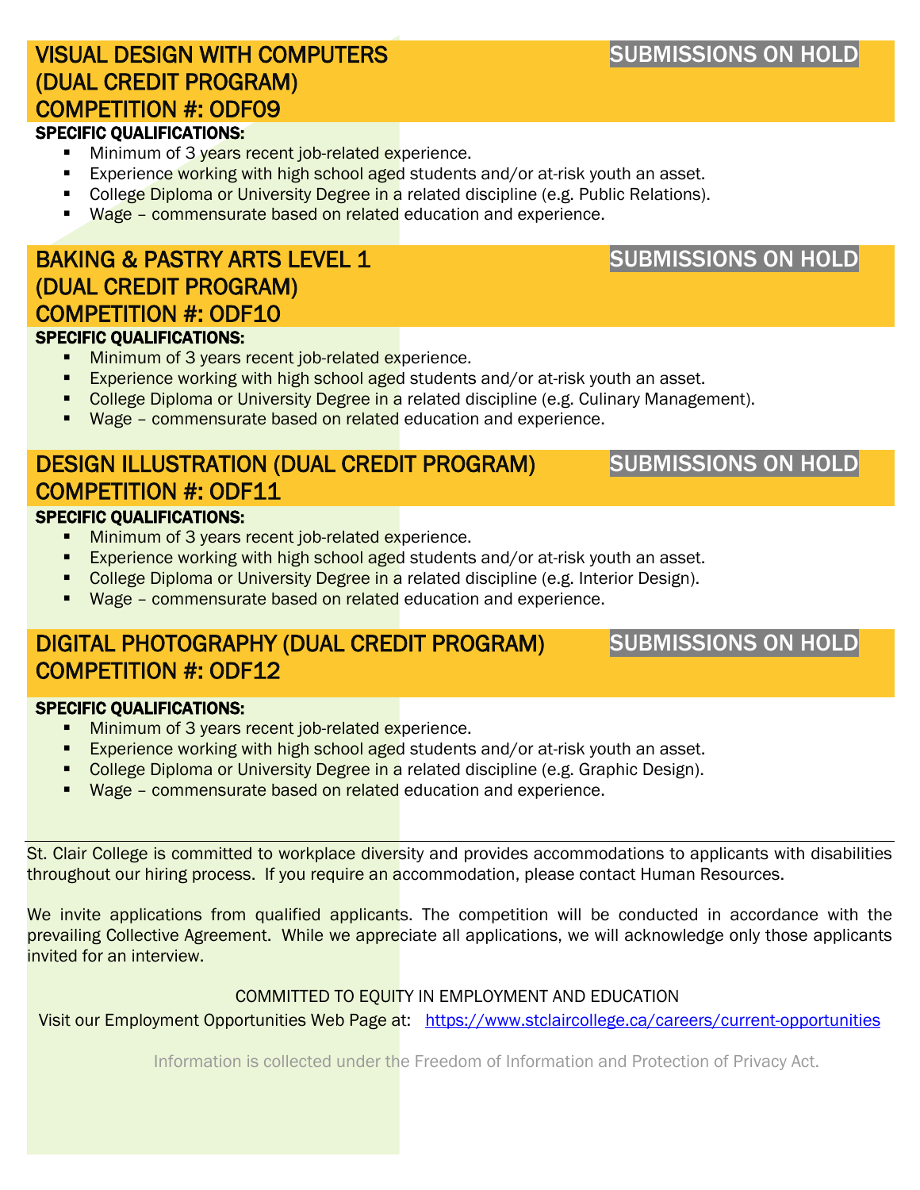## VISUAL DESIGN WITH COMPUTERS (DUAL CREDIT PROGRAM) COMPETITION #: ODF09

**SUBMISSIONS ON HOLD**

**SPECIFIC QUALIFICATIONS:**

- Minimum of 3 years recent job-related experience.
- Experience working with high school aged students and/or at-risk youth an asset.
- College Diploma or University Degree in a related discipline (e.g. Public Relations).
- Wage – commensurate based on related education and experience.

## BAKING & PASTRY ARTS LEVEL 1 (DUAL CREDIT PROGRAM) COMPETITION #: ODF10

**SUBMISSIONS ON HOLD**

**SPECIFIC QUALIFICATIONS:**

- Minimum of 3 years recent job-related experience.
- Experience working with high school aged students and/or at-risk youth an asset.
- College Diploma or University Degree in a related discipline (e.g. Culinary Management).
- Wage – commensurate based on related education and experience.

## DESIGN ILLUSTRATION (DUAL CREDIT PROGRAM) COMPETITION #: ODF11

**SUBMISSIONS ON HOLD**

**SPECIFIC QUALIFICATIONS:**

- Minimum of 3 years recent job-related experience.
- Experience working with high school aged students and/or at-risk youth an asset.
- College Diploma or University Degree in a related discipline (e.g. Interior Design).
- Wage – commensurate based on related education and experience.

## DIGITAL PHOTOGRAPHY (DUAL CREDIT PROGRAM) COMPETITION #: ODF12

**SUBMISSIONS ON HOLD**

**SPECIFIC QUALIFICATIONS:**

- Minimum of 3 years recent job-related experience.
- Experience working with high school aged students and/or at-risk youth an asset.
- College Diploma or University Degree in a related discipline (e.g. Graphic Design).
- Wage – commensurate based on related education and experience.

---

St. Clair College is committed to workplace diversity and provides accommodations to applicants with disabilities throughout our hiring process. If you require an accommodation, please contact Human Resources.

We invite applications from qualified applicants. The competition will be conducted in accordance with the prevailing Collective Agreement. While we appreciate all applications, we will acknowledge only those applicants invited for an interview.

COMMITTED TO EQUITY IN EMPLOYMENT AND EDUCATION

Visit our Employment Opportunities Web Page at: https://www.stclaircollege.ca/careers/current-opportunities

Information is collected under the Freedom of Information and Protection of Privacy Act.